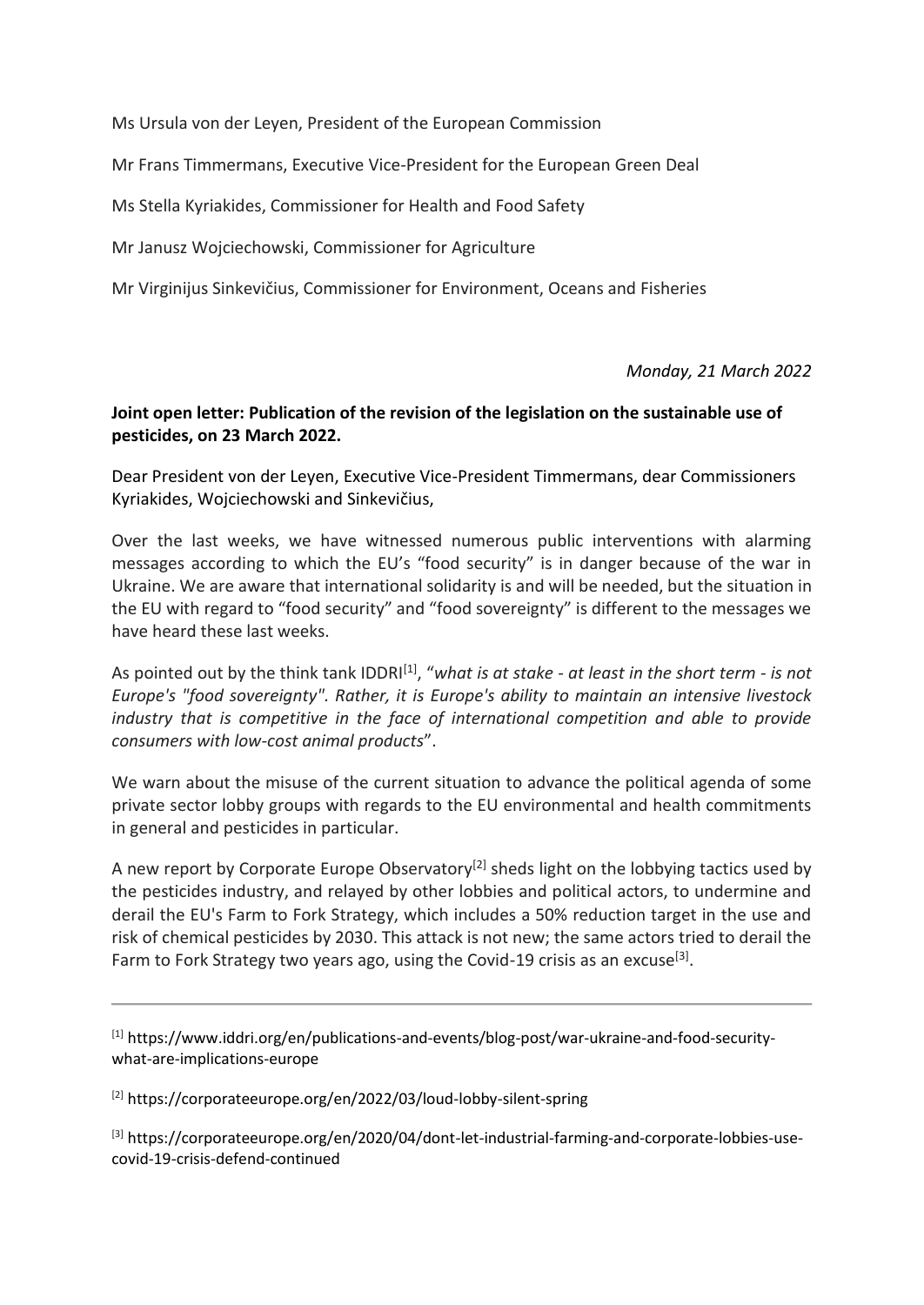Ms Ursula von der Leyen, President of the European Commission

Mr Frans Timmermans, Executive Vice-President for the European Green Deal

Ms Stella Kyriakides, Commissioner for Health and Food Safety

Mr Janusz Wojciechowski, Commissioner for Agriculture

Mr Virginijus Sinkevičius, Commissioner for Environment, Oceans and Fisheries

*Monday, 21 March 2022*

**Joint open letter: Publication of the revision of the legislation on the sustainable use of pesticides, on 23 March 2022.**

Dear President von der Leyen, Executive Vice-President Timmermans, dear Commissioners Kyriakides, Wojciechowski and Sinkevičius,

Over the last weeks, we have witnessed numerous public interventions with alarming messages according to which the EU's "food security" is in danger because of the war in Ukraine. We are aware that international solidarity is and will be needed, but the situation in the EU with regard to "food security" and "food sovereignty" is different to the messages we have heard these last weeks.

As pointed out by the think tank IDDRI[1], "*what is at stake - at least in the short term - is not Europe's "food sovereignty". Rather, it is Europe's ability to maintain an intensive livestock industry that is competitive in the face of international competition and able to provide consumers with low-cost animal products*".

We warn about the misuse of the current situation to advance the political agenda of some private sector lobby groups with regards to the EU environmental and health commitments in general and pesticides in particular.

A new report by Corporate Europe Observatory[2] sheds light on the lobbying tactics used by the pesticides industry, and relayed by other lobbies and political actors, to undermine and derail the EU's Farm to Fork Strategy, which includes a 50% reduction target in the use and risk of chemical pesticides by 2030. This attack is not new; the same actors tried to derail the Farm to Fork Strategy two years ago, using the Covid-19 crisis as an excuse[3].

---

[1] https://www.iddri.org/en/publications-and-events/blog-post/war-ukraine-and-food-security-what-are-implications-europe

[2] https://corporateeurope.org/en/2022/03/loud-lobby-silent-spring

[3] https://corporateeurope.org/en/2020/04/dont-let-industrial-farming-and-corporate-lobbies-use-covid-19-crisis-defend-continued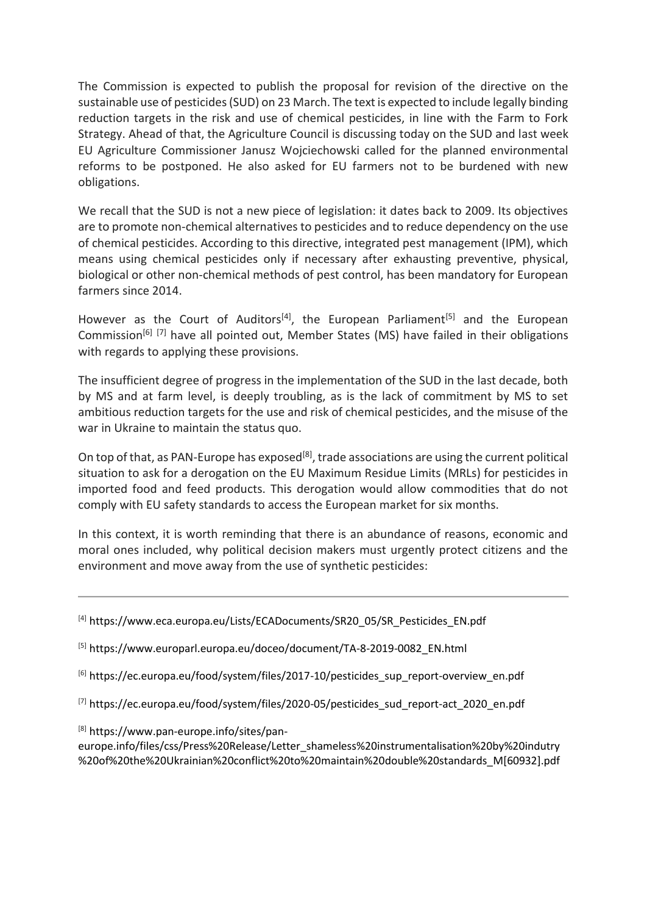The Commission is expected to publish the proposal for revision of the directive on the sustainable use of pesticides (SUD) on 23 March. The text is expected to include legally binding reduction targets in the risk and use of chemical pesticides, in line with the Farm to Fork Strategy. Ahead of that, the Agriculture Council is discussing today on the SUD and last week EU Agriculture Commissioner Janusz Wojciechowski called for the planned environmental reforms to be postponed. He also asked for EU farmers not to be burdened with new obligations.

We recall that the SUD is not a new piece of legislation: it dates back to 2009. Its objectives are to promote non-chemical alternatives to pesticides and to reduce dependency on the use of chemical pesticides. According to this directive, integrated pest management (IPM), which means using chemical pesticides only if necessary after exhausting preventive, physical, biological or other non-chemical methods of pest control, has been mandatory for European farmers since 2014.

However as the Court of Auditors[4], the European Parliament[5] and the European Commission[6] [7] have all pointed out, Member States (MS) have failed in their obligations with regards to applying these provisions.

The insufficient degree of progress in the implementation of the SUD in the last decade, both by MS and at farm level, is deeply troubling, as is the lack of commitment by MS to set ambitious reduction targets for the use and risk of chemical pesticides, and the misuse of the war in Ukraine to maintain the status quo.

On top of that, as PAN-Europe has exposed[8], trade associations are using the current political situation to ask for a derogation on the EU Maximum Residue Limits (MRLs) for pesticides in imported food and feed products. This derogation would allow commodities that do not comply with EU safety standards to access the European market for six months.

In this context, it is worth reminding that there is an abundance of reasons, economic and moral ones included, why political decision makers must urgently protect citizens and the environment and move away from the use of synthetic pesticides:

---

[4] https://www.eca.europa.eu/Lists/ECADocuments/SR20_05/SR_Pesticides_EN.pdf

[5] https://www.europarl.europa.eu/doceo/document/TA-8-2019-0082_EN.html

[6] https://ec.europa.eu/food/system/files/2017-10/pesticides_sup_report-overview_en.pdf

[7] https://ec.europa.eu/food/system/files/2020-05/pesticides_sud_report-act_2020_en.pdf

[8] https://www.pan-europe.info/sites/pan-europe.info/files/css/Press%20Release/Letter_shameless%20instrumentalisation%20by%20indutry%20of%20the%20Ukrainian%20conflict%20to%20maintain%20double%20standards_M[60932].pdf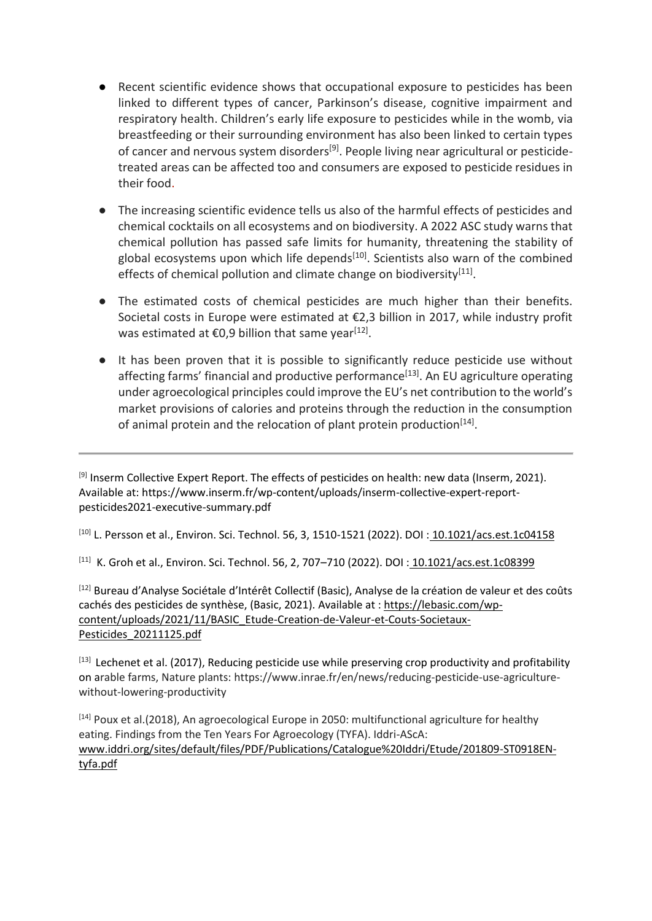- Recent scientific evidence shows that occupational exposure to pesticides has been linked to different types of cancer, Parkinson's disease, cognitive impairment and respiratory health. Children's early life exposure to pesticides while in the womb, via breastfeeding or their surrounding environment has also been linked to certain types of cancer and nervous system disorders[9]. People living near agricultural or pesticide-treated areas can be affected too and consumers are exposed to pesticide residues in their food.

- The increasing scientific evidence tells us also of the harmful effects of pesticides and chemical cocktails on all ecosystems and on biodiversity. A 2022 ASC study warns that chemical pollution has passed safe limits for humanity, threatening the stability of global ecosystems upon which life depends[10]. Scientists also warn of the combined effects of chemical pollution and climate change on biodiversity[11].

- The estimated costs of chemical pesticides are much higher than their benefits. Societal costs in Europe were estimated at €2,3 billion in 2017, while industry profit was estimated at €0,9 billion that same year[12].

- It has been proven that it is possible to significantly reduce pesticide use without affecting farms' financial and productive performance[13]. An EU agriculture operating under agroecological principles could improve the EU's net contribution to the world's market provisions of calories and proteins through the reduction in the consumption of animal protein and the relocation of plant protein production[14].

---

[9] Inserm Collective Expert Report. The effects of pesticides on health: new data (Inserm, 2021). Available at: https://www.inserm.fr/wp-content/uploads/inserm-collective-expert-report-pesticides2021-executive-summary.pdf

[10] L. Persson et al., Environ. Sci. Technol. 56, 3, 1510-1521 (2022). DOI : 10.1021/acs.est.1c04158

[11] K. Groh et al., Environ. Sci. Technol. 56, 2, 707–710 (2022). DOI : 10.1021/acs.est.1c08399

[12] Bureau d'Analyse Sociétale d'Intérêt Collectif (Basic), Analyse de la création de valeur et des coûts cachés des pesticides de synthèse, (Basic, 2021). Available at : https://lebasic.com/wp-content/uploads/2021/11/BASIC_Etude-Creation-de-Valeur-et-Couts-Societaux-Pesticides_20211125.pdf

[13] Lechenet et al. (2017), Reducing pesticide use while preserving crop productivity and profitability on arable farms, Nature plants: https://www.inrae.fr/en/news/reducing-pesticide-use-agriculture-without-lowering-productivity

[14] Poux et al.(2018), An agroecological Europe in 2050: multifunctional agriculture for healthy eating. Findings from the Ten Years For Agroecology (TYFA). Iddri-AScA: www.iddri.org/sites/default/files/PDF/Publications/Catalogue%20Iddri/Etude/201809-ST0918EN-tyfa.pdf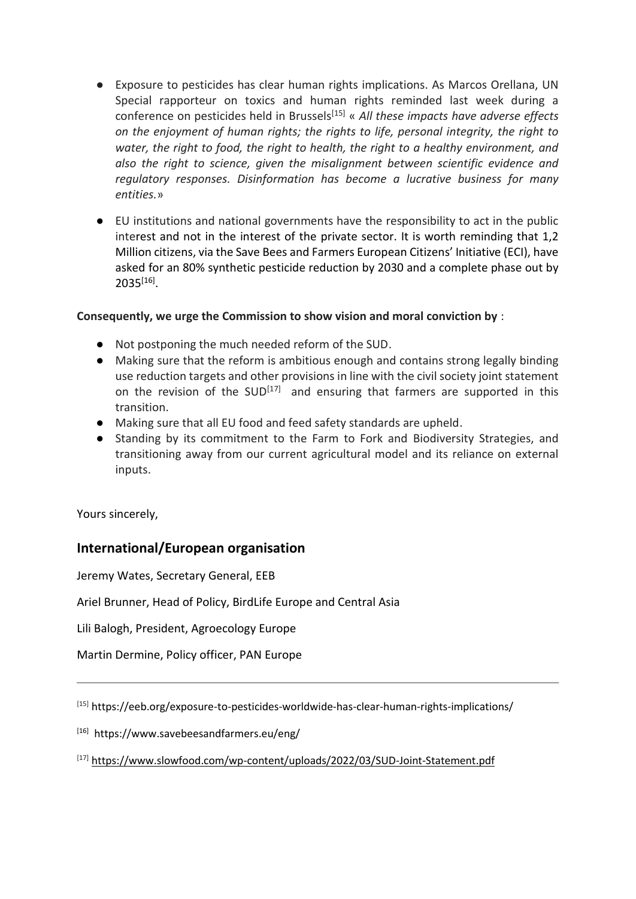- Exposure to pesticides has clear human rights implications. As Marcos Orellana, UN Special rapporteur on toxics and human rights reminded last week during a conference on pesticides held in Brussels[15] « *All these impacts have adverse effects on the enjoyment of human rights; the rights to life, personal integrity, the right to water, the right to food, the right to health, the right to a healthy environment, and also the right to science, given the misalignment between scientific evidence and regulatory responses. Disinformation has become a lucrative business for many entities.*»

- EU institutions and national governments have the responsibility to act in the public interest and not in the interest of the private sector. It is worth reminding that 1,2 Million citizens, via the Save Bees and Farmers European Citizens' Initiative (ECI), have asked for an 80% synthetic pesticide reduction by 2030 and a complete phase out by 2035[16].

**Consequently, we urge the Commission to show vision and moral conviction by** :

- Not postponing the much needed reform of the SUD.
- Making sure that the reform is ambitious enough and contains strong legally binding use reduction targets and other provisions in line with the civil society joint statement on the revision of the SUD[17] and ensuring that farmers are supported in this transition.
- Making sure that all EU food and feed safety standards are upheld.
- Standing by its commitment to the Farm to Fork and Biodiversity Strategies, and transitioning away from our current agricultural model and its reliance on external inputs.

Yours sincerely,

## International/European organisation

Jeremy Wates, Secretary General, EEB

Ariel Brunner, Head of Policy, BirdLife Europe and Central Asia

Lili Balogh, President, Agroecology Europe

Martin Dermine, Policy officer, PAN Europe

---

[15] https://eeb.org/exposure-to-pesticides-worldwide-has-clear-human-rights-implications/

[16] https://www.savebeesandfarmers.eu/eng/

[17] https://www.slowfood.com/wp-content/uploads/2022/03/SUD-Joint-Statement.pdf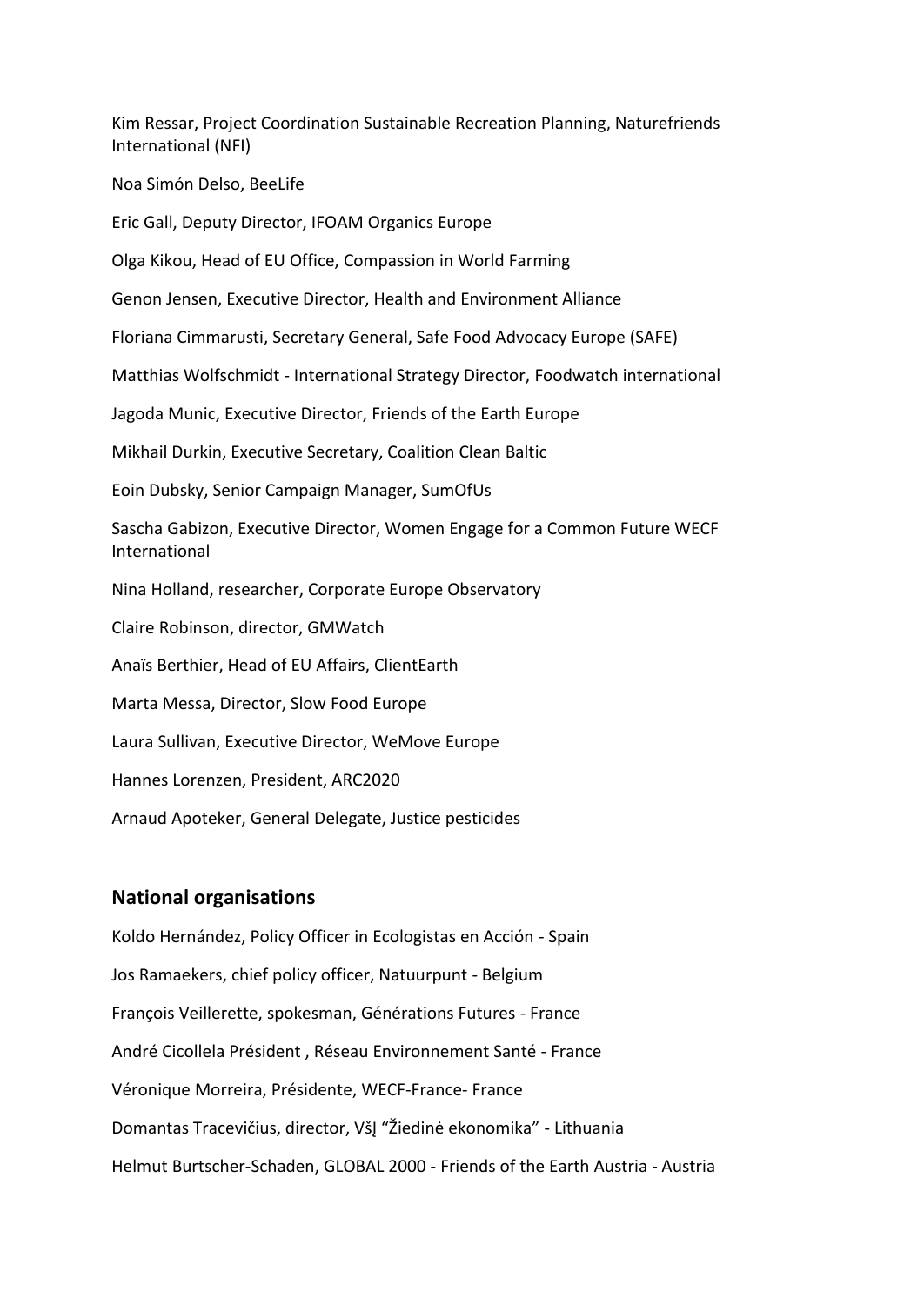Kim Ressar, Project Coordination Sustainable Recreation Planning, Naturefriends International (NFI)

Noa Simón Delso, BeeLife

Eric Gall, Deputy Director, IFOAM Organics Europe

Olga Kikou, Head of EU Office, Compassion in World Farming

Genon Jensen, Executive Director, Health and Environment Alliance

Floriana Cimmarusti, Secretary General, Safe Food Advocacy Europe (SAFE)

Matthias Wolfschmidt - International Strategy Director, Foodwatch international

Jagoda Munic, Executive Director, Friends of the Earth Europe

Mikhail Durkin, Executive Secretary, Coalition Clean Baltic

Eoin Dubsky, Senior Campaign Manager, SumOfUs

Sascha Gabizon, Executive Director, Women Engage for a Common Future WECF International

Nina Holland, researcher, Corporate Europe Observatory

Claire Robinson, director, GMWatch

Anaïs Berthier, Head of EU Affairs, ClientEarth

Marta Messa, Director, Slow Food Europe

Laura Sullivan, Executive Director, WeMove Europe

Hannes Lorenzen, President, ARC2020

Arnaud Apoteker, General Delegate, Justice pesticides

## National organisations

Koldo Hernández, Policy Officer in Ecologistas en Acción - Spain

Jos Ramaekers, chief policy officer, Natuurpunt - Belgium

François Veillerette, spokesman, Générations Futures - France

André Cicollela Président , Réseau Environnement Santé - France

Véronique Morreira, Présidente, WECF-France- France

Domantas Tracevičius, director, VšĮ "Žiedinė ekonomika" - Lithuania

Helmut Burtscher-Schaden, GLOBAL 2000 - Friends of the Earth Austria - Austria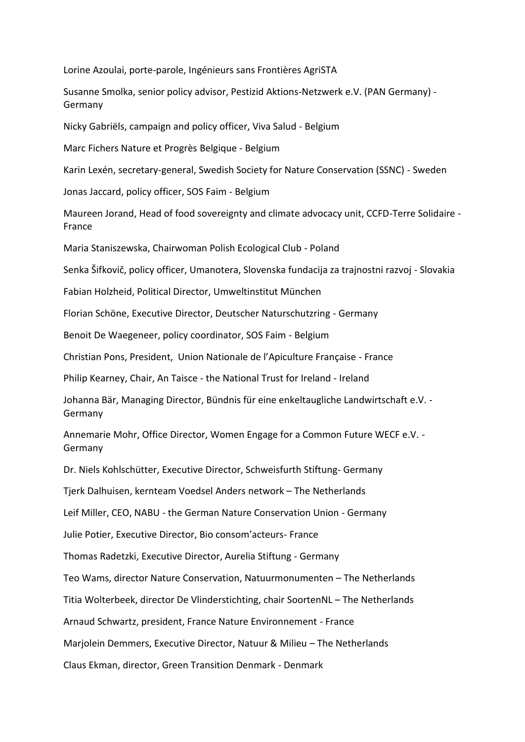Lorine Azoulai, porte-parole, Ingénieurs sans Frontières AgriSTA

Susanne Smolka, senior policy advisor, Pestizid Aktions-Netzwerk e.V. (PAN Germany) - Germany

Nicky Gabriëls, campaign and policy officer, Viva Salud - Belgium

Marc Fichers Nature et Progrès Belgique - Belgium

Karin Lexén, secretary-general, Swedish Society for Nature Conservation (SSNC) - Sweden

Jonas Jaccard, policy officer, SOS Faim - Belgium

Maureen Jorand, Head of food sovereignty and climate advocacy unit, CCFD-Terre Solidaire - France

Maria Staniszewska, Chairwoman Polish Ecological Club - Poland

Senka Šifkovič, policy officer, Umanotera, Slovenska fundacija za trajnostni razvoj - Slovakia

Fabian Holzheid, Political Director, Umweltinstitut München

Florian Schöne, Executive Director, Deutscher Naturschutzring - Germany

Benoit De Waegeneer, policy coordinator, SOS Faim - Belgium

Christian Pons, President, Union Nationale de l'Apiculture Française - France

Philip Kearney, Chair, An Taisce - the National Trust for Ireland - Ireland

Johanna Bär, Managing Director, Bündnis für eine enkeltaugliche Landwirtschaft e.V. - Germany

Annemarie Mohr, Office Director, Women Engage for a Common Future WECF e.V. - Germany

Dr. Niels Kohlschütter, Executive Director, Schweisfurth Stiftung- Germany

Tjerk Dalhuisen, kernteam Voedsel Anders network – The Netherlands

Leif Miller, CEO, NABU - the German Nature Conservation Union - Germany

Julie Potier, Executive Director, Bio consom'acteurs- France

Thomas Radetzki, Executive Director, Aurelia Stiftung - Germany

Teo Wams, director Nature Conservation, Natuurmonumenten – The Netherlands

Titia Wolterbeek, director De Vlinderstichting, chair SoortenNL – The Netherlands

Arnaud Schwartz, president, France Nature Environnement - France

Marjolein Demmers, Executive Director, Natuur & Milieu – The Netherlands

Claus Ekman, director, Green Transition Denmark - Denmark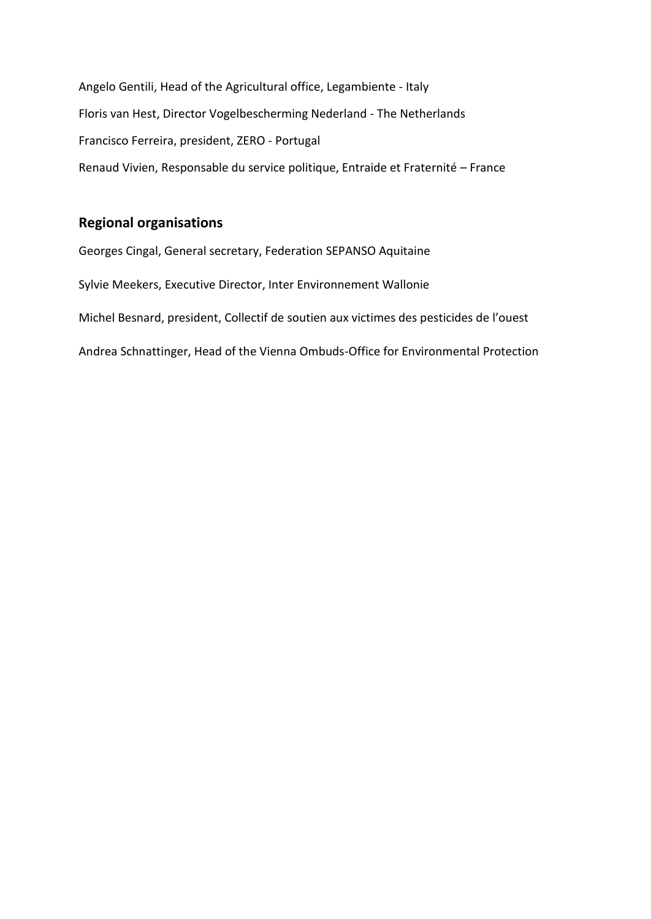Angelo Gentili, Head of the Agricultural office, Legambiente - Italy

Floris van Hest, Director Vogelbescherming Nederland - The Netherlands

Francisco Ferreira, president, ZERO - Portugal

Renaud Vivien, Responsable du service politique, Entraide et Fraternité – France

## Regional organisations

Georges Cingal, General secretary, Federation SEPANSO Aquitaine

Sylvie Meekers, Executive Director, Inter Environnement Wallonie

Michel Besnard, president, Collectif de soutien aux victimes des pesticides de l'ouest

Andrea Schnattinger, Head of the Vienna Ombuds-Office for Environmental Protection